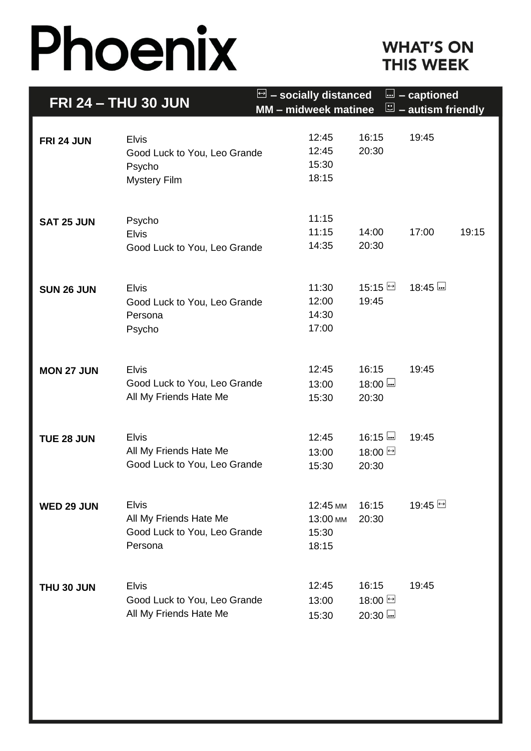# Phoenix

## WHAT'S ON THIS WEEK

### FRI 24 – THU 30 JUN

↔ – socially distanced    … – captioned
MM – midweek matinee    ☺ – autism friendly

| Day | Film | Times | | | |
|---|---|---|---|---|---|
| **FRI 24 JUN** | Elvis | 12:45 | 16:15 | 19:45 | |
| | Good Luck to You, Leo Grande | 12:45 | 20:30 | | |
| | Psycho | 15:30 | | | |
| | Mystery Film | 18:15 | | | |
| **SAT 25 JUN** | Psycho | 11:15 | | | |
| | Elvis | 11:15 | 14:00 | 17:00 | 19:15 |
| | Good Luck to You, Leo Grande | 14:35 | 20:30 | | |
| **SUN 26 JUN** | Elvis | 11:30 | 15:15 ↔ | 18:45 … | |
| | Good Luck to You, Leo Grande | 12:00 | 19:45 | | |
| | Persona | 14:30 | | | |
| | Psycho | 17:00 | | | |
| **MON 27 JUN** | Elvis | 12:45 | 16:15 | 19:45 | |
| | Good Luck to You, Leo Grande | 13:00 | 18:00 … | | |
| | All My Friends Hate Me | 15:30 | 20:30 | | |
| **TUE 28 JUN** | Elvis | 12:45 | 16:15 … | 19:45 | |
| | All My Friends Hate Me | 13:00 | 18:00 ↔ | | |
| | Good Luck to You, Leo Grande | 15:30 | 20:30 | | |
| **WED 29 JUN** | Elvis | 12:45 MM | 16:15 | 19:45 ↔ | |
| | All My Friends Hate Me | 13:00 MM | 20:30 | | |
| | Good Luck to You, Leo Grande | 15:30 | | | |
| | Persona | 18:15 | | | |
| **THU 30 JUN** | Elvis | 12:45 | 16:15 | 19:45 | |
| | Good Luck to You, Leo Grande | 13:00 | 18:00 ↔ | | |
| | All My Friends Hate Me | 15:30 | 20:30 … | | |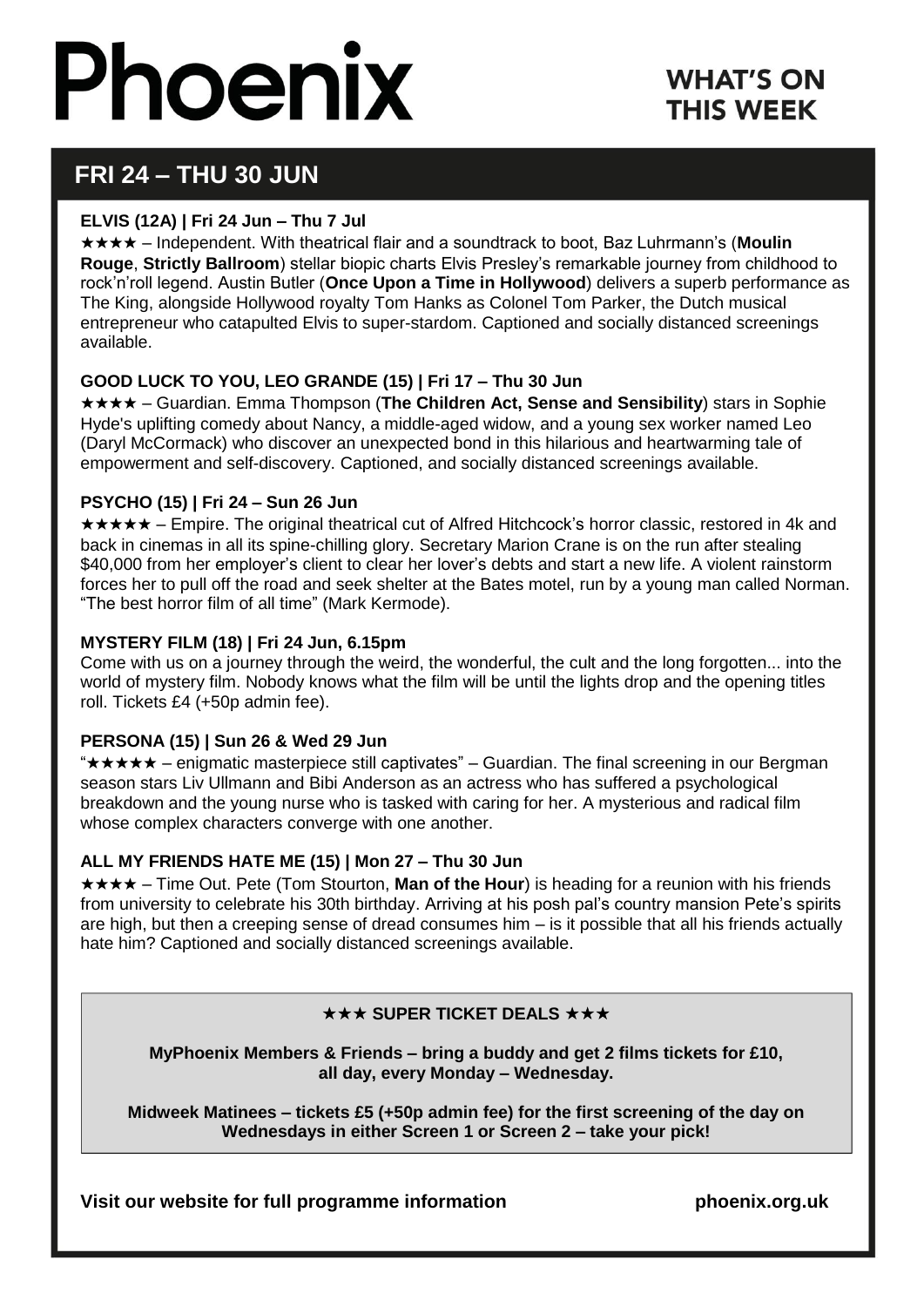# Phoenix

**WHAT'S ON THIS WEEK**

## FRI 24 – THU 30 JUN

### ELVIS (12A) | Fri 24 Jun – Thu 7 Jul

★★★★ – Independent. With theatrical flair and a soundtrack to boot, Baz Luhrmann's (**Moulin Rouge**, **Strictly Ballroom**) stellar biopic charts Elvis Presley's remarkable journey from childhood to rock'n'roll legend. Austin Butler (**Once Upon a Time in Hollywood**) delivers a superb performance as The King, alongside Hollywood royalty Tom Hanks as Colonel Tom Parker, the Dutch musical entrepreneur who catapulted Elvis to super-stardom. Captioned and socially distanced screenings available.

### GOOD LUCK TO YOU, LEO GRANDE (15) | Fri 17 – Thu 30 Jun

★★★★ – Guardian. Emma Thompson (**The Children Act, Sense and Sensibility**) stars in Sophie Hyde's uplifting comedy about Nancy, a middle-aged widow, and a young sex worker named Leo (Daryl McCormack) who discover an unexpected bond in this hilarious and heartwarming tale of empowerment and self-discovery. Captioned, and socially distanced screenings available.

### PSYCHO (15) | Fri 24 – Sun 26 Jun

★★★★★ – Empire. The original theatrical cut of Alfred Hitchcock's horror classic, restored in 4k and back in cinemas in all its spine-chilling glory. Secretary Marion Crane is on the run after stealing $40,000 from her employer's client to clear her lover's debts and start a new life. A violent rainstorm forces her to pull off the road and seek shelter at the Bates motel, run by a young man called Norman. "The best horror film of all time" (Mark Kermode).

### MYSTERY FILM (18) | Fri 24 Jun, 6.15pm

Come with us on a journey through the weird, the wonderful, the cult and the long forgotten... into the world of mystery film. Nobody knows what the film will be until the lights drop and the opening titles roll. Tickets £4 (+50p admin fee).

### PERSONA (15) | Sun 26 & Wed 29 Jun

"★★★★★ – enigmatic masterpiece still captivates" – Guardian. The final screening in our Bergman season stars Liv Ullmann and Bibi Anderson as an actress who has suffered a psychological breakdown and the young nurse who is tasked with caring for her. A mysterious and radical film whose complex characters converge with one another.

### ALL MY FRIENDS HATE ME (15) | Mon 27 – Thu 30 Jun

★★★★ – Time Out. Pete (Tom Stourton, **Man of the Hour**) is heading for a reunion with his friends from university to celebrate his 30th birthday. Arriving at his posh pal's country mansion Pete's spirits are high, but then a creeping sense of dread consumes him – is it possible that all his friends actually hate him? Captioned and socially distanced screenings available.

**★★★ SUPER TICKET DEALS ★★★**

**MyPhoenix Members & Friends – bring a buddy and get 2 films tickets for £10, all day, every Monday – Wednesday.**

**Midweek Matinees – tickets £5 (+50p admin fee) for the first screening of the day on Wednesdays in either Screen 1 or Screen 2 – take your pick!**

**Visit our website for full programme information** **phoenix.org.uk**